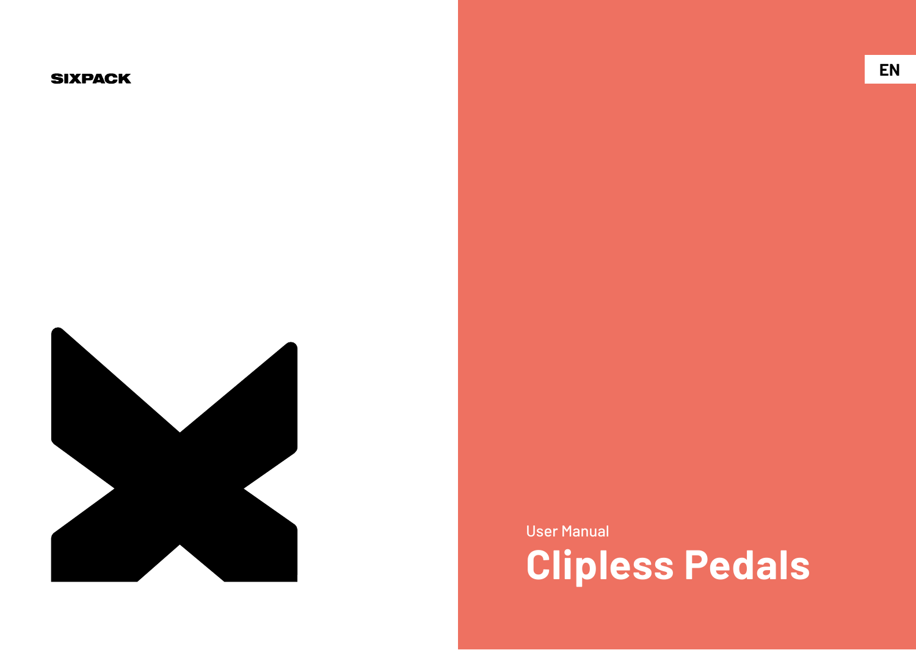SIXPACK

EN

User Manual

# Clipless Pedals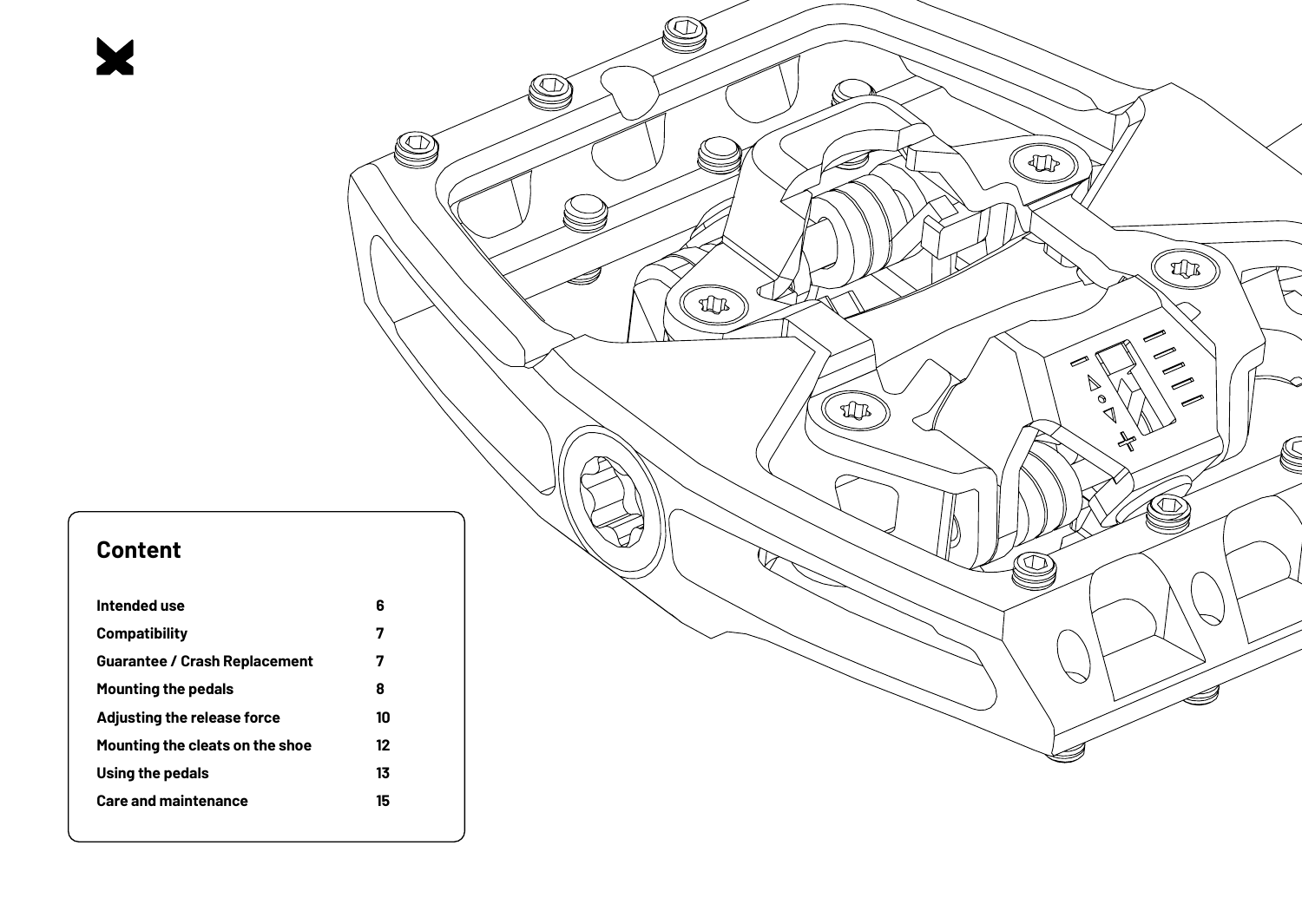## Content

| | |
|---|---|
| **Intended use** | **6** |
| **Compatibility** | **7** |
| **Guarantee / Crash Replacement** | **7** |
| **Mounting the pedals** | **8** |
| **Adjusting the release force** | **10** |
| **Mounting the cleats on the shoe** | **12** |
| **Using the pedals** | **13** |
| **Care and maintenance** | **15** |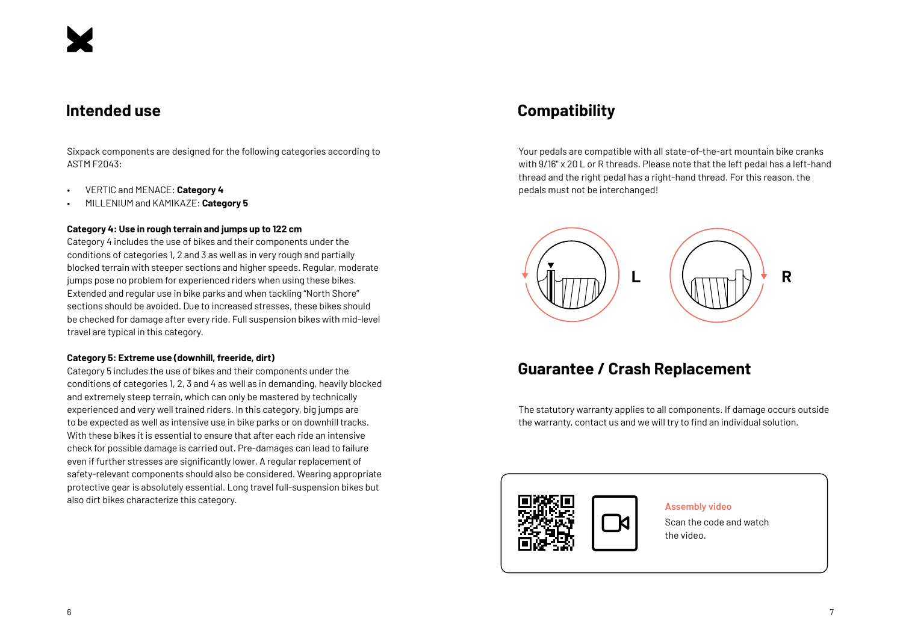## Intended use

Sixpack components are designed for the following categories according to ASTM F2043:

- VERTIC and MENACE: **Category 4**
- MILLENIUM and KAMIKAZE: **Category 5**

**Category 4: Use in rough terrain and jumps up to 122 cm**

Category 4 includes the use of bikes and their components under the conditions of categories 1, 2 and 3 as well as in very rough and partially blocked terrain with steeper sections and higher speeds. Regular, moderate jumps pose no problem for experienced riders when using these bikes. Extended and regular use in bike parks and when tackling "North Shore" sections should be avoided. Due to increased stresses, these bikes should be checked for damage after every ride. Full suspension bikes with mid-level travel are typical in this category.

**Category 5: Extreme use (downhill, freeride, dirt)**

Category 5 includes the use of bikes and their components under the conditions of categories 1, 2, 3 and 4 as well as in demanding, heavily blocked and extremely steep terrain, which can only be mastered by technically experienced and very well trained riders. In this category, big jumps are to be expected as well as intensive use in bike parks or on downhill tracks. With these bikes it is essential to ensure that after each ride an intensive check for possible damage is carried out. Pre-damages can lead to failure even if further stresses are significantly lower. A regular replacement of safety-relevant components should also be considered. Wearing appropriate protective gear is absolutely essential. Long travel full-suspension bikes but also dirt bikes characterize this category.

## Compatibility

Your pedals are compatible with all state-of-the-art mountain bike cranks with 9/16" x 20 L or R threads. Please note that the left pedal has a left-hand thread and the right pedal has a right-hand thread. For this reason, the pedals must not be interchanged!

L

R

## Guarantee / Crash Replacement

The statutory warranty applies to all components. If damage occurs outside the warranty, contact us and we will try to find an individual solution.

**Assembly video**

Scan the code and watch the video.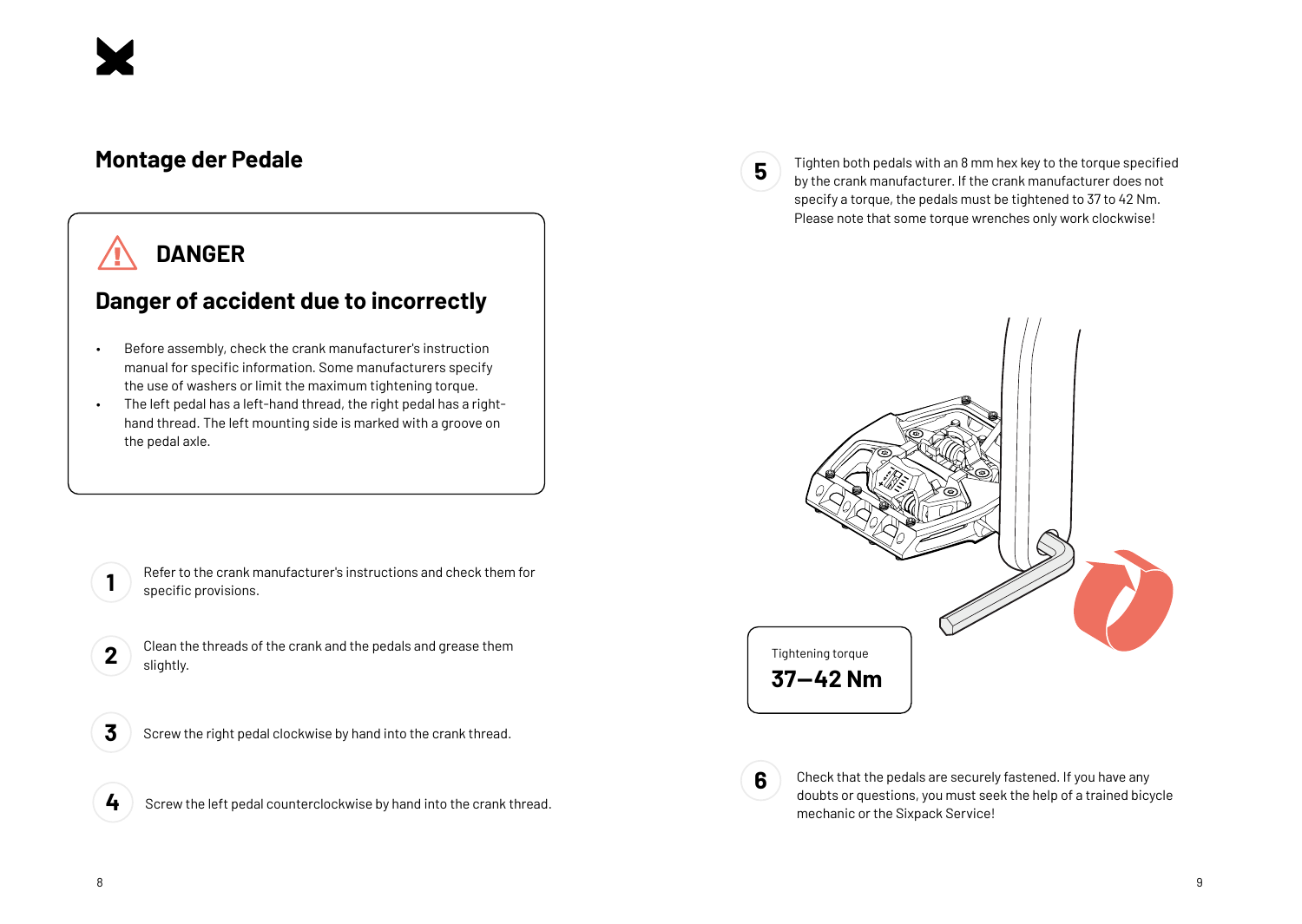## Montage der Pedale

### ⚠ DANGER

### Danger of accident due to incorrectly

- Before assembly, check the crank manufacturer's instruction manual for specific information. Some manufacturers specify the use of washers or limit the maximum tightening torque.
- The left pedal has a left-hand thread, the right pedal has a right-hand thread. The left mounting side is marked with a groove on the pedal axle.

**1** Refer to the crank manufacturer's instructions and check them for specific provisions.

**2** Clean the threads of the crank and the pedals and grease them slightly.

**3** Screw the right pedal clockwise by hand into the crank thread.

**4** Screw the left pedal counterclockwise by hand into the crank thread.

**5** Tighten both pedals with an 8 mm hex key to the torque specified by the crank manufacturer. If the crank manufacturer does not specify a torque, the pedals must be tightened to 37 to 42 Nm. Please note that some torque wrenches only work clockwise!

Tightening torque
**37—42 Nm**

**6** Check that the pedals are securely fastened. If you have any doubts or questions, you must seek the help of a trained bicycle mechanic or the Sixpack Service!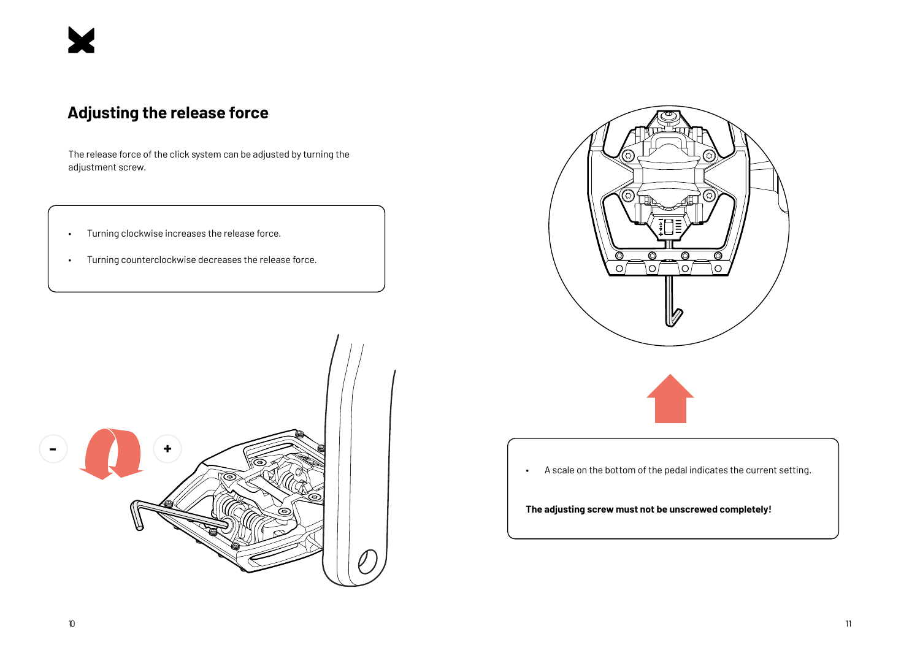## Adjusting the release force

The release force of the click system can be adjusted by turning the adjustment screw.

- Turning clockwise increases the release force.
- Turning counterclockwise decreases the release force.

- A scale on the bottom of the pedal indicates the current setting.

**The adjusting screw must not be unscrewed completely!**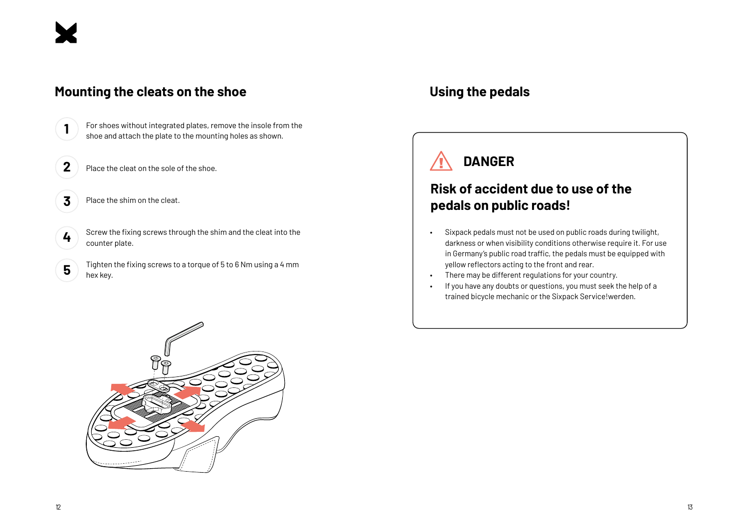## Mounting the cleats on the shoe

1. For shoes without integrated plates, remove the insole from the shoe and attach the plate to the mounting holes as shown.
2. Place the cleat on the sole of the shoe.
3. Place the shim on the cleat.
4. Screw the fixing screws through the shim and the cleat into the counter plate.
5. Tighten the fixing screws to a torque of 5 to 6 Nm using a 4 mm hex key.

## Using the pedals

### DANGER

### Risk of accident due to use of the pedals on public roads!

- Sixpack pedals must not be used on public roads during twilight, darkness or when visibility conditions otherwise require it. For use in Germany's public road traffic, the pedals must be equipped with yellow reflectors acting to the front and rear.
- There may be different regulations for your country.
- If you have any doubts or questions, you must seek the help of a trained bicycle mechanic or the Sixpack Service!werden.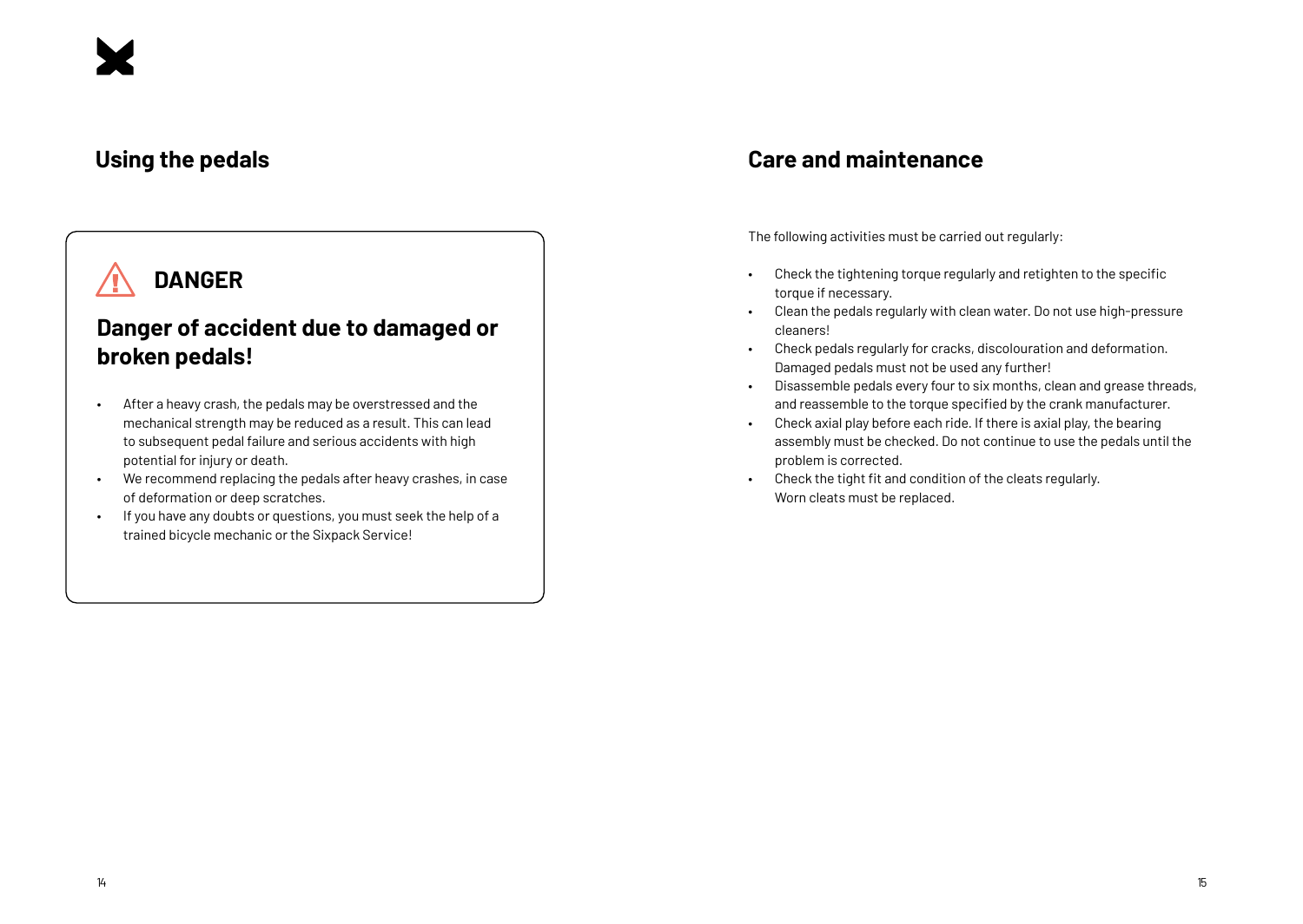## Using the pedals

### ⚠ DANGER

### Danger of accident due to damaged or broken pedals!

- After a heavy crash, the pedals may be overstressed and the mechanical strength may be reduced as a result. This can lead to subsequent pedal failure and serious accidents with high potential for injury or death.
- We recommend replacing the pedals after heavy crashes, in case of deformation or deep scratches.
- If you have any doubts or questions, you must seek the help of a trained bicycle mechanic or the Sixpack Service!

## Care and maintenance

The following activities must be carried out regularly:

- Check the tightening torque regularly and retighten to the specific torque if necessary.
- Clean the pedals regularly with clean water. Do not use high-pressure cleaners!
- Check pedals regularly for cracks, discolouration and deformation. Damaged pedals must not be used any further!
- Disassemble pedals every four to six months, clean and grease threads, and reassemble to the torque specified by the crank manufacturer.
- Check axial play before each ride. If there is axial play, the bearing assembly must be checked. Do not continue to use the pedals until the problem is corrected.
- Check the tight fit and condition of the cleats regularly. Worn cleats must be replaced.